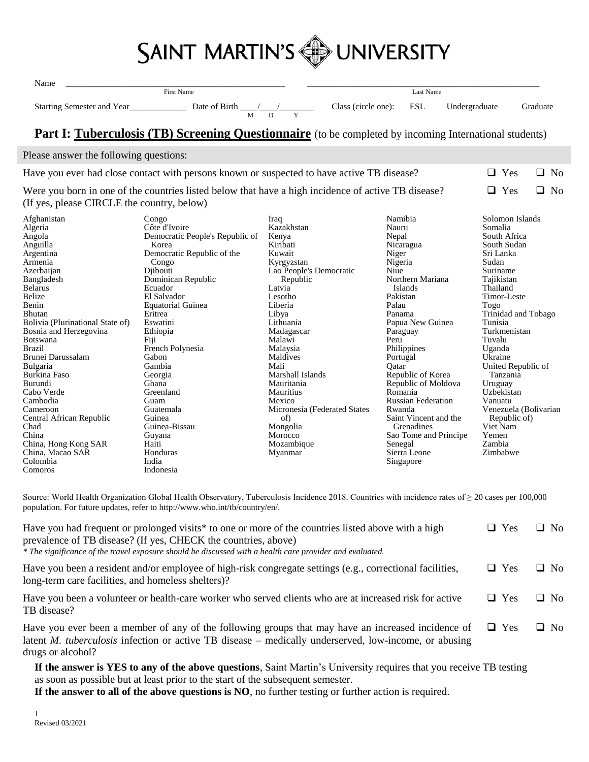# SAINT MARTIN'S UNIVERSITY

Name ______________________________ (First Name) ______________________________ (Last Name)

Starting Semester and Year_____________ Date of Birth ____/____/________ (M D Y) Class (circle one): ESL Undergraduate Graduate

## Part I: Tuberculosis (TB) Screening Questionnaire (to be completed by incoming International students)

Please answer the following questions:

Have you ever had close contact with persons known or suspected to have active TB disease? ❑ Yes ❑ No

Were you born in one of the countries listed below that have a high incidence of active TB disease? (If yes, please CIRCLE the country, below) ❑ Yes ❑ No

Afghanistan
Algeria
Angola
Anguilla
Argentina
Armenia
Azerbaijan
Bangladesh
Belarus
Belize
Benin
Bhutan
Bolivia (Plurinational State of)
Bosnia and Herzegovina
Botswana
Brazil
Brunei Darussalam
Bulgaria
Burkina Faso
Burundi
Cabo Verde
Cambodia
Cameroon
Central African Republic
Chad
China
China, Hong Kong SAR
China, Macao SAR
Colombia
Comoros
Congo
Côte d'Ivoire
Democratic People's Republic of Korea
Democratic Republic of the Congo
Djibouti
Dominican Republic
Ecuador
El Salvador
Equatorial Guinea
Eritrea
Eswatini
Ethiopia
Fiji
French Polynesia
Gabon
Gambia
Georgia
Ghana
Greenland
Guam
Guatemala
Guinea
Guinea-Bissau
Guyana
Haiti
Honduras
India
Indonesia
Iraq
Kazakhstan
Kenya
Kiribati
Kuwait
Kyrgyzstan
Lao People's Democratic Republic
Latvia
Lesotho
Liberia
Libya
Lithuania
Madagascar
Malawi
Malaysia
Maldives
Mali
Marshall Islands
Mauritania
Mauritius
Mexico
Micronesia (Federated States of)
Mongolia
Morocco
Mozambique
Myanmar
Namibia
Nauru
Nepal
Nicaragua
Niger
Nigeria
Niue
Northern Mariana Islands
Pakistan
Palau
Panama
Papua New Guinea
Paraguay
Peru
Philippines
Portugal
Qatar
Republic of Korea
Republic of Moldova
Romania
Russian Federation
Rwanda
Saint Vincent and the Grenadines
Sao Tome and Principe
Senegal
Sierra Leone
Singapore
Solomon Islands
Somalia
South Africa
South Sudan
Sri Lanka
Sudan
Suriname
Tajikistan
Thailand
Timor-Leste
Togo
Trinidad and Tobago
Tunisia
Turkmenistan
Tuvalu
Uganda
Ukraine
United Republic of Tanzania
Uruguay
Uzbekistan
Vanuatu
Venezuela (Bolivarian Republic of)
Viet Nam
Yemen
Zambia
Zimbabwe

Source: World Health Organization Global Health Observatory, Tuberculosis Incidence 2018. Countries with incidence rates of ≥ 20 cases per 100,000 population. For future updates, refer to http://www.who.int/tb/country/en/.

Have you had frequent or prolonged visits* to one or more of the countries listed above with a high prevalence of TB disease? (If yes, CHECK the countries, above) ❑ Yes ❑ No

*\* The significance of the travel exposure should be discussed with a health care provider and evaluated.*

Have you been a resident and/or employee of high-risk congregate settings (e.g., correctional facilities, long-term care facilities, and homeless shelters)? ❑ Yes ❑ No

Have you been a volunteer or health-care worker who served clients who are at increased risk for active TB disease? ❑ Yes ❑ No

Have you ever been a member of any of the following groups that may have an increased incidence of latent *M. tuberculosis* infection or active TB disease – medically underserved, low-income, or abusing drugs or alcohol? ❑ Yes ❑ No

**If the answer is YES to any of the above questions**, Saint Martin's University requires that you receive TB testing as soon as possible but at least prior to the start of the subsequent semester.

**If the answer to all of the above questions is NO**, no further testing or further action is required.

Revised 03/2021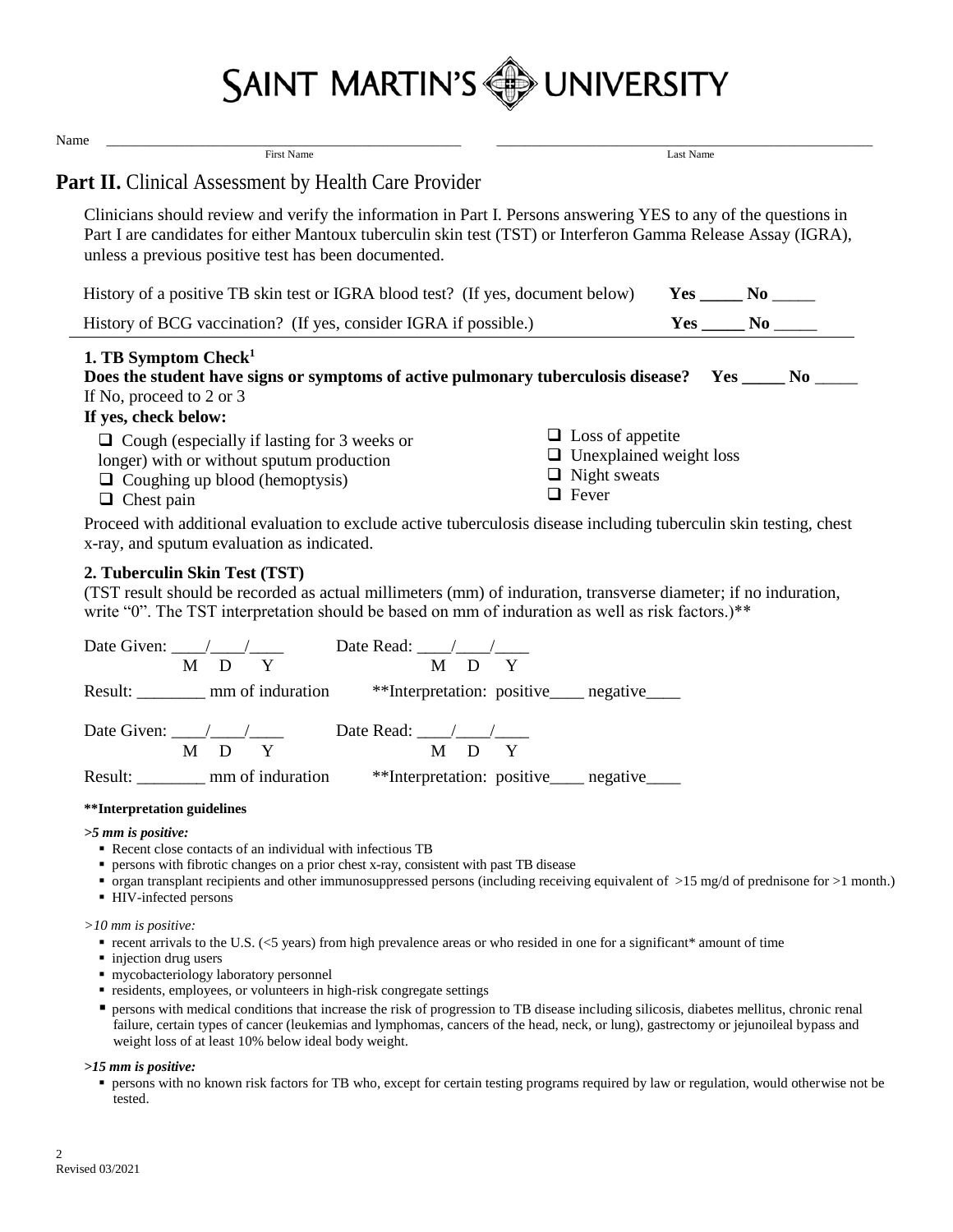# SAINT MARTIN'S UNIVERSITY

Name \_\_\_\_\_\_\_\_\_\_\_\_\_\_\_\_\_\_\_\_\_\_\_\_\_\_\_\_\_\_ \_\_\_\_\_\_\_\_\_\_\_\_\_\_\_\_\_\_\_\_\_\_\_\_\_\_\_\_\_\_
First Name Last Name

## Part II. Clinical Assessment by Health Care Provider

Clinicians should review and verify the information in Part I. Persons answering YES to any of the questions in Part I are candidates for either Mantoux tuberculin skin test (TST) or Interferon Gamma Release Assay (IGRA), unless a previous positive test has been documented.

History of a positive TB skin test or IGRA blood test? (If yes, document below) **Yes** \_\_\_\_\_ **No** \_\_\_\_\_

History of BCG vaccination? (If yes, consider IGRA if possible.) **Yes** \_\_\_\_\_ **No** \_\_\_\_\_

### 1. TB Symptom Check[1]

**Does the student have signs or symptoms of active pulmonary tuberculosis disease? Yes** \_\_\_\_\_ **No** \_\_\_\_\_

If No, proceed to 2 or 3

**If yes, check below:**

- ❑ Cough (especially if lasting for 3 weeks or longer) with or without sputum production
- ❑ Coughing up blood (hemoptysis)
- ❑ Chest pain
- ❑ Loss of appetite
- ❑ Unexplained weight loss
- ❑ Night sweats
- ❑ Fever

Proceed with additional evaluation to exclude active tuberculosis disease including tuberculin skin testing, chest x-ray, and sputum evaluation as indicated.

### 2. Tuberculin Skin Test (TST)

(TST result should be recorded as actual millimeters (mm) of induration, transverse diameter; if no induration, write "0". The TST interpretation should be based on mm of induration as well as risk factors.)**

Date Given: \_\_\_\_/\_\_\_\_/\_\_\_\_ (M D Y) Date Read: \_\_\_\_/\_\_\_\_/\_\_\_\_ (M D Y)

Result: \_\_\_\_\_\_\_\_ mm of induration **Interpretation: positive\_\_\_\_ negative\_\_\_\_

Date Given: \_\_\_\_/\_\_\_\_/\_\_\_\_ (M D Y) Date Read: \_\_\_\_/\_\_\_\_/\_\_\_\_ (M D Y)

Result: \_\_\_\_\_\_\_\_ mm of induration **Interpretation: positive\_\_\_\_ negative\_\_\_\_

**\*\*Interpretation guidelines**

***>5 mm is positive:***

- Recent close contacts of an individual with infectious TB
- persons with fibrotic changes on a prior chest x-ray, consistent with past TB disease
- organ transplant recipients and other immunosuppressed persons (including receiving equivalent of >15 mg/d of prednisone for >1 month.)
- HIV-infected persons

*>10 mm is positive:*

- recent arrivals to the U.S. (<5 years) from high prevalence areas or who resided in one for a significant* amount of time
- injection drug users
- mycobacteriology laboratory personnel
- residents, employees, or volunteers in high-risk congregate settings
- persons with medical conditions that increase the risk of progression to TB disease including silicosis, diabetes mellitus, chronic renal failure, certain types of cancer (leukemias and lymphomas, cancers of the head, neck, or lung), gastrectomy or jejunoileal bypass and weight loss of at least 10% below ideal body weight.

***>15 mm is positive:***

- persons with no known risk factors for TB who, except for certain testing programs required by law or regulation, would otherwise not be tested.

Revised 03/2021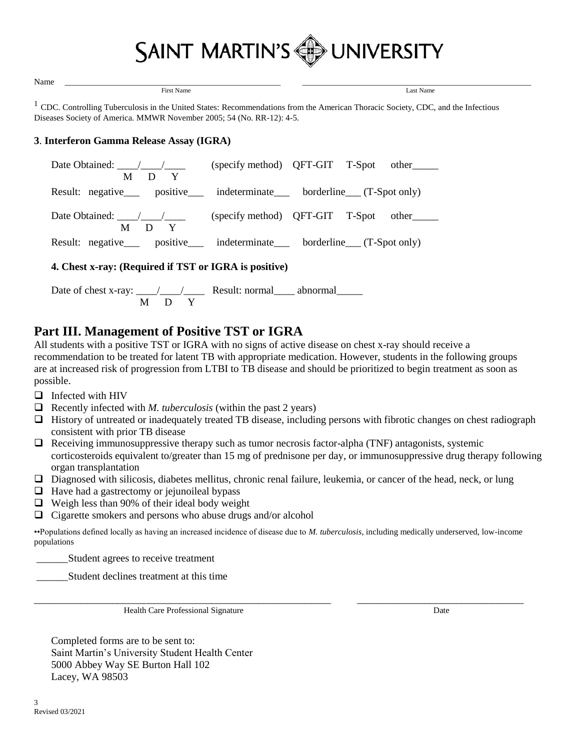SAINT MARTIN'S UNIVERSITY

Name \_\_\_\_\_\_\_\_\_\_\_\_\_\_\_\_\_\_\_\_\_\_\_\_\_\_\_\_\_\_\_\_\_\_\_\_\_\_\_\_ \_\_\_\_\_\_\_\_\_\_\_\_\_\_\_\_\_\_\_\_\_\_\_\_\_\_\_\_\_\_\_\_\_\_\_\_\_\_\_\_

First Name Last Name

[1] CDC. Controlling Tuberculosis in the United States: Recommendations from the American Thoracic Society, CDC, and the Infectious Diseases Society of America. MMWR November 2005; 54 (No. RR-12): 4-5.

**3**. **Interferon Gamma Release Assay (IGRA)**

Date Obtained: \_\_\_\_/\_\_\_\_/\_\_\_\_ (specify method) QFT-GIT T-Spot other\_\_\_\_\_
M D Y

Result: negative\_\_\_ positive\_\_\_ indeterminate\_\_\_ borderline\_\_\_ (T-Spot only)

Date Obtained: \_\_\_\_/\_\_\_\_/\_\_\_\_ (specify method) QFT-GIT T-Spot other\_\_\_\_\_
M D Y

Result: negative\_\_\_ positive\_\_\_ indeterminate\_\_\_ borderline\_\_\_ (T-Spot only)

**4. Chest x-ray: (Required if TST or IGRA is positive)**

Date of chest x-ray: \_\_\_\_/\_\_\_\_/\_\_\_\_ Result: normal\_\_\_\_ abnormal\_\_\_\_\_
M D Y

## Part III. Management of Positive TST or IGRA

All students with a positive TST or IGRA with no signs of active disease on chest x-ray should receive a recommendation to be treated for latent TB with appropriate medication. However, students in the following groups are at increased risk of progression from LTBI to TB disease and should be prioritized to begin treatment as soon as possible.

- ❑ Infected with HIV
- ❑ Recently infected with *M. tuberculosis* (within the past 2 years)
- ❑ History of untreated or inadequately treated TB disease, including persons with fibrotic changes on chest radiograph consistent with prior TB disease
- ❑ Receiving immunosuppressive therapy such as tumor necrosis factor-alpha (TNF) antagonists, systemic corticosteroids equivalent to/greater than 15 mg of prednisone per day, or immunosuppressive drug therapy following organ transplantation
- ❑ Diagnosed with silicosis, diabetes mellitus, chronic renal failure, leukemia, or cancer of the head, neck, or lung
- ❑ Have had a gastrectomy or jejunoileal bypass
- ❑ Weigh less than 90% of their ideal body weight
- ❑ Cigarette smokers and persons who abuse drugs and/or alcohol

••Populations defined locally as having an increased incidence of disease due to *M. tuberculosis*, including medically underserved, low-income populations

\_\_\_\_\_\_Student agrees to receive treatment

\_\_\_\_\_\_Student declines treatment at this time

\_\_\_\_\_\_\_\_\_\_\_\_\_\_\_\_\_\_\_\_\_\_\_\_\_\_\_\_\_\_\_\_\_\_\_\_\_\_\_\_\_\_\_\_\_\_\_\_ \_\_\_\_\_\_\_\_\_\_\_\_\_\_\_\_\_\_\_\_\_\_\_\_\_\_\_\_

Health Care Professional Signature Date

Completed forms are to be sent to:
Saint Martin's University Student Health Center
5000 Abbey Way SE Burton Hall 102
Lacey, WA 98503

Revised 03/2021